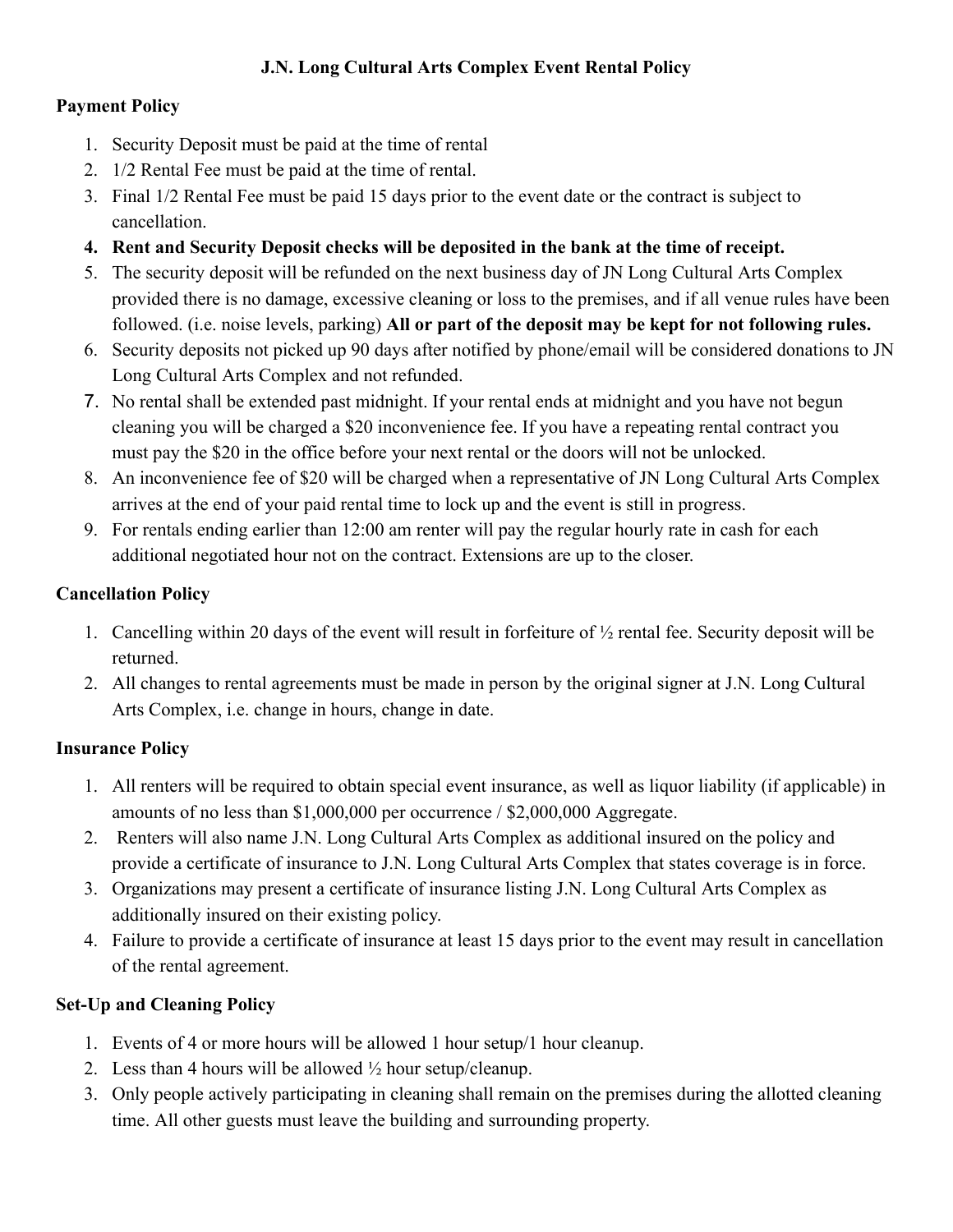# J.N. Long Cultural Arts Complex Event Rental Policy

## Payment Policy

1. Security Deposit must be paid at the time of rental
2. 1/2 Rental Fee must be paid at the time of rental.
3. Final 1/2 Rental Fee must be paid 15 days prior to the event date or the contract is subject to cancellation.
4. **Rent and Security Deposit checks will be deposited in the bank at the time of receipt.**
5. The security deposit will be refunded on the next business day of JN Long Cultural Arts Complex provided there is no damage, excessive cleaning or loss to the premises, and if all venue rules have been followed. (i.e. noise levels, parking) **All or part of the deposit may be kept for not following rules.**
6. Security deposits not picked up 90 days after notified by phone/email will be considered donations to JN Long Cultural Arts Complex and not refunded.
7. No rental shall be extended past midnight. If your rental ends at midnight and you have not begun cleaning you will be charged a $20 inconvenience fee. If you have a repeating rental contract you must pay the $20 in the office before your next rental or the doors will not be unlocked.
8. An inconvenience fee of $20 will be charged when a representative of JN Long Cultural Arts Complex arrives at the end of your paid rental time to lock up and the event is still in progress.
9. For rentals ending earlier than 12:00 am renter will pay the regular hourly rate in cash for each additional negotiated hour not on the contract. Extensions are up to the closer.

## Cancellation Policy

1. Cancelling within 20 days of the event will result in forfeiture of ½ rental fee. Security deposit will be returned.
2. All changes to rental agreements must be made in person by the original signer at J.N. Long Cultural Arts Complex, i.e. change in hours, change in date.

## Insurance Policy

1. All renters will be required to obtain special event insurance, as well as liquor liability (if applicable) in amounts of no less than $1,000,000 per occurrence / $2,000,000 Aggregate.
2. Renters will also name J.N. Long Cultural Arts Complex as additional insured on the policy and provide a certificate of insurance to J.N. Long Cultural Arts Complex that states coverage is in force.
3. Organizations may present a certificate of insurance listing J.N. Long Cultural Arts Complex as additionally insured on their existing policy.
4. Failure to provide a certificate of insurance at least 15 days prior to the event may result in cancellation of the rental agreement.

## Set-Up and Cleaning Policy

1. Events of 4 or more hours will be allowed 1 hour setup/1 hour cleanup.
2. Less than 4 hours will be allowed ½ hour setup/cleanup.
3. Only people actively participating in cleaning shall remain on the premises during the allotted cleaning time. All other guests must leave the building and surrounding property.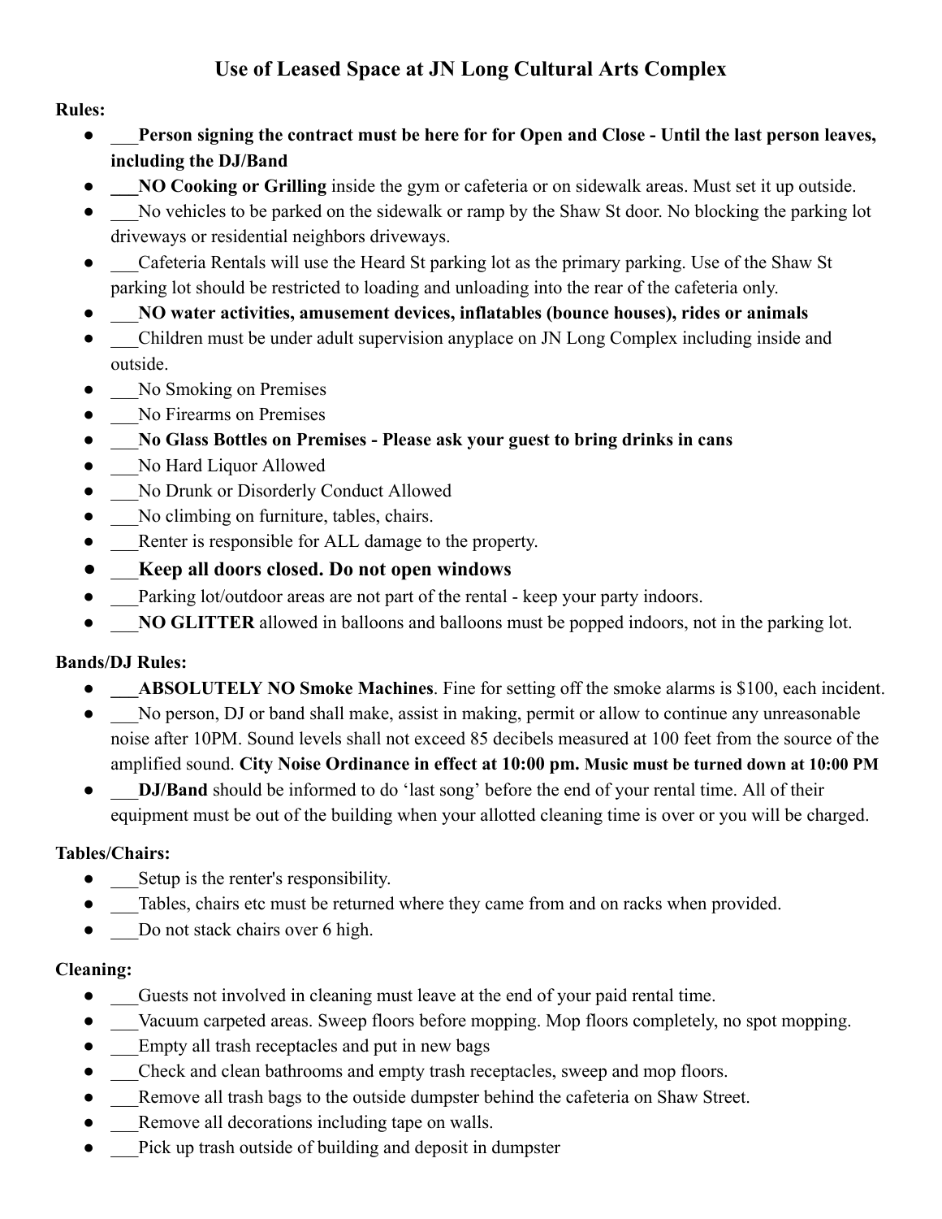# Use of Leased Space at JN Long Cultural Arts Complex

**Rules:**

- ___**Person signing the contract must be here for for Open and Close - Until the last person leaves, including the DJ/Band**
- ___**NO Cooking or Grilling** inside the gym or cafeteria or on sidewalk areas. Must set it up outside.
- ___No vehicles to be parked on the sidewalk or ramp by the Shaw St door. No blocking the parking lot driveways or residential neighbors driveways.
- ___Cafeteria Rentals will use the Heard St parking lot as the primary parking. Use of the Shaw St parking lot should be restricted to loading and unloading into the rear of the cafeteria only.
- ___**NO water activities, amusement devices, inflatables (bounce houses), rides or animals**
- ___Children must be under adult supervision anyplace on JN Long Complex including inside and outside.
- ___No Smoking on Premises
- ___No Firearms on Premises
- ___**No Glass Bottles on Premises - Please ask your guest to bring drinks in cans**
- ___No Hard Liquor Allowed
- ___No Drunk or Disorderly Conduct Allowed
- ___No climbing on furniture, tables, chairs.
- ___Renter is responsible for ALL damage to the property.
- ___**Keep all doors closed. Do not open windows**
- ___Parking lot/outdoor areas are not part of the rental - keep your party indoors.
- ___**NO GLITTER** allowed in balloons and balloons must be popped indoors, not in the parking lot.

**Bands/DJ Rules:**

- ___**ABSOLUTELY NO Smoke Machines**. Fine for setting off the smoke alarms is $100, each incident.
- ___No person, DJ or band shall make, assist in making, permit or allow to continue any unreasonable noise after 10PM. Sound levels shall not exceed 85 decibels measured at 100 feet from the source of the amplified sound. **City Noise Ordinance in effect at 10:00 pm. Music must be turned down at 10:00 PM**
- ___**DJ/Band** should be informed to do 'last song' before the end of your rental time. All of their equipment must be out of the building when your allotted cleaning time is over or you will be charged.

**Tables/Chairs:**

- ___Setup is the renter's responsibility.
- ___Tables, chairs etc must be returned where they came from and on racks when provided.
- ___Do not stack chairs over 6 high.

**Cleaning:**

- ___Guests not involved in cleaning must leave at the end of your paid rental time.
- ___Vacuum carpeted areas. Sweep floors before mopping. Mop floors completely, no spot mopping.
- ___Empty all trash receptacles and put in new bags
- ___Check and clean bathrooms and empty trash receptacles, sweep and mop floors.
- ___Remove all trash bags to the outside dumpster behind the cafeteria on Shaw Street.
- ___Remove all decorations including tape on walls.
- ___Pick up trash outside of building and deposit in dumpster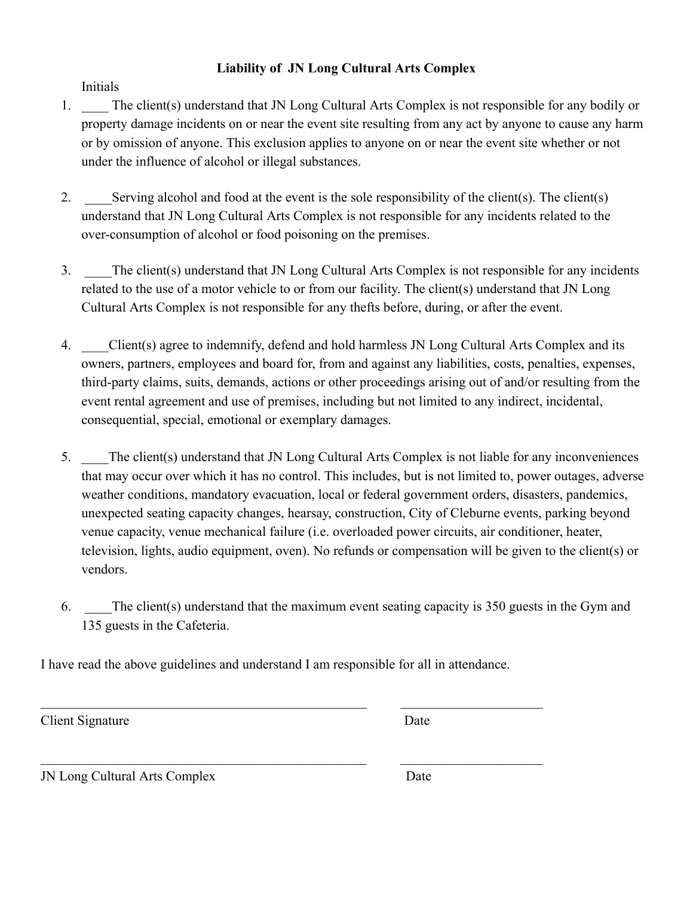**Liability of JN Long Cultural Arts Complex**

Initials

1. ____ The client(s) understand that JN Long Cultural Arts Complex is not responsible for any bodily or property damage incidents on or near the event site resulting from any act by anyone to cause any harm or by omission of anyone. This exclusion applies to anyone on or near the event site whether or not under the influence of alcohol or illegal substances.

2. ____Serving alcohol and food at the event is the sole responsibility of the client(s). The client(s) understand that JN Long Cultural Arts Complex is not responsible for any incidents related to the over-consumption of alcohol or food poisoning on the premises.

3. ____The client(s) understand that JN Long Cultural Arts Complex is not responsible for any incidents related to the use of a motor vehicle to or from our facility. The client(s) understand that JN Long Cultural Arts Complex is not responsible for any thefts before, during, or after the event.

4. ____Client(s) agree to indemnify, defend and hold harmless JN Long Cultural Arts Complex and its owners, partners, employees and board for, from and against any liabilities, costs, penalties, expenses, third-party claims, suits, demands, actions or other proceedings arising out of and/or resulting from the event rental agreement and use of premises, including but not limited to any indirect, incidental, consequential, special, emotional or exemplary damages.

5. ____The client(s) understand that JN Long Cultural Arts Complex is not liable for any inconveniences that may occur over which it has no control. This includes, but is not limited to, power outages, adverse weather conditions, mandatory evacuation, local or federal government orders, disasters, pandemics, unexpected seating capacity changes, hearsay, construction, City of Cleburne events, parking beyond venue capacity, venue mechanical failure (i.e. overloaded power circuits, air conditioner, heater, television, lights, audio equipment, oven). No refunds or compensation will be given to the client(s) or vendors.

6. ____The client(s) understand that the maximum event seating capacity is 350 guests in the Gym and 135 guests in the Cafeteria.

I have read the above guidelines and understand I am responsible for all in attendance.

\_\_\_\_\_\_\_\_\_\_\_\_\_\_\_\_\_\_\_\_\_\_\_\_\_\_\_\_\_\_\_\_\_\_\_\_\_\_\_\_ \_\_\_\_\_\_\_\_\_\_\_\_\_\_\_\_\_\_\_\_

Client Signature Date

\_\_\_\_\_\_\_\_\_\_\_\_\_\_\_\_\_\_\_\_\_\_\_\_\_\_\_\_\_\_\_\_\_\_\_\_\_\_\_\_ \_\_\_\_\_\_\_\_\_\_\_\_\_\_\_\_\_\_\_\_

JN Long Cultural Arts Complex Date